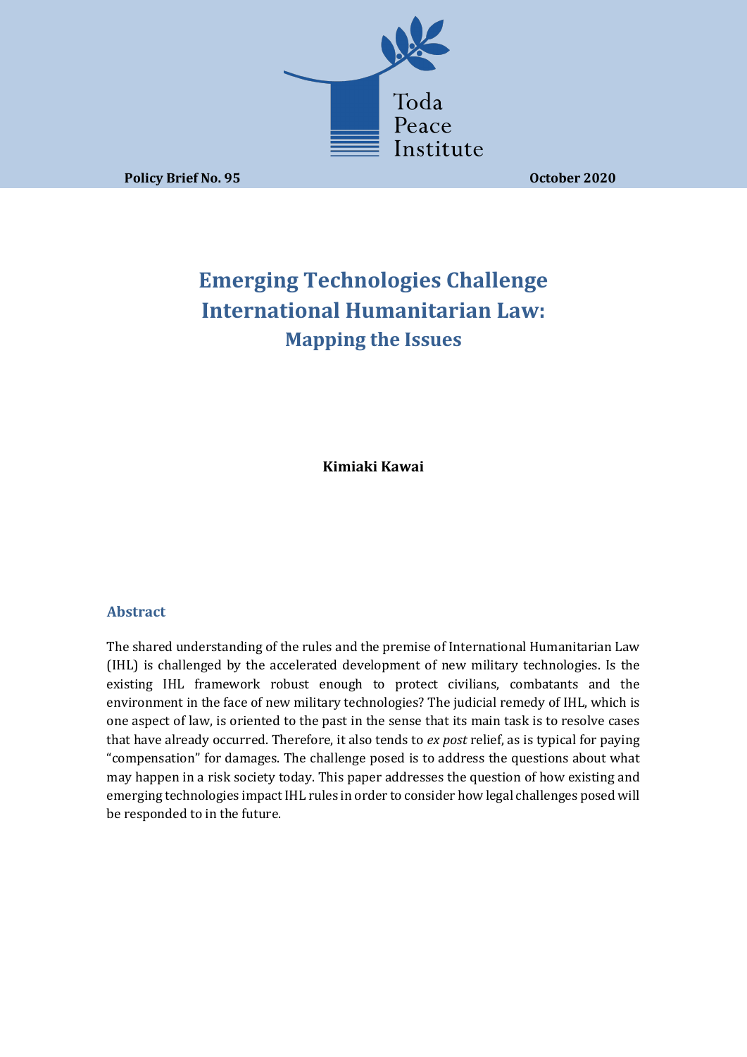Toda Peace Institute

**Policy Brief No. 95** **October 2020**

# Emerging Technologies Challenge International Humanitarian Law:

## Mapping the Issues

**Kimiaki Kawai**

### Abstract

The shared understanding of the rules and the premise of International Humanitarian Law (IHL) is challenged by the accelerated development of new military technologies. Is the existing IHL framework robust enough to protect civilians, combatants and the environment in the face of new military technologies? The judicial remedy of IHL, which is one aspect of law, is oriented to the past in the sense that its main task is to resolve cases that have already occurred. Therefore, it also tends to *ex post* relief, as is typical for paying "compensation" for damages. The challenge posed is to address the questions about what may happen in a risk society today. This paper addresses the question of how existing and emerging technologies impact IHL rules in order to consider how legal challenges posed will be responded to in the future.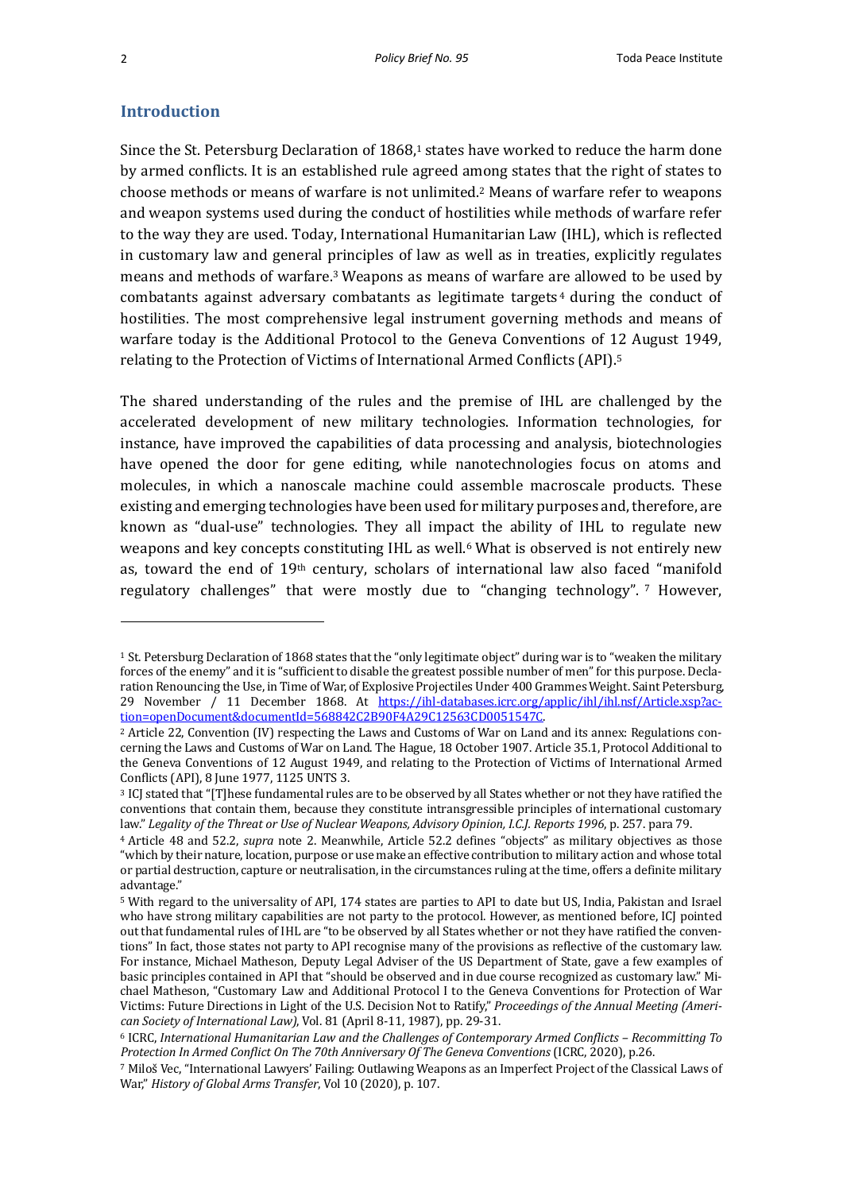## Introduction

Since the St. Petersburg Declaration of 1868,[1] states have worked to reduce the harm done by armed conflicts. It is an established rule agreed among states that the right of states to choose methods or means of warfare is not unlimited.[2] Means of warfare refer to weapons and weapon systems used during the conduct of hostilities while methods of warfare refer to the way they are used. Today, International Humanitarian Law (IHL), which is reflected in customary law and general principles of law as well as in treaties, explicitly regulates means and methods of warfare.[3] Weapons as means of warfare are allowed to be used by combatants against adversary combatants as legitimate targets[4] during the conduct of hostilities. The most comprehensive legal instrument governing methods and means of warfare today is the Additional Protocol to the Geneva Conventions of 12 August 1949, relating to the Protection of Victims of International Armed Conflicts (API).[5]

The shared understanding of the rules and the premise of IHL are challenged by the accelerated development of new military technologies. Information technologies, for instance, have improved the capabilities of data processing and analysis, biotechnologies have opened the door for gene editing, while nanotechnologies focus on atoms and molecules, in which a nanoscale machine could assemble macroscale products. These existing and emerging technologies have been used for military purposes and, therefore, are known as "dual-use" technologies. They all impact the ability of IHL to regulate new weapons and key concepts constituting IHL as well.[6] What is observed is not entirely new as, toward the end of 19th century, scholars of international law also faced "manifold regulatory challenges" that were mostly due to "changing technology".[7] However,

---

[1] St. Petersburg Declaration of 1868 states that the "only legitimate object" during war is to "weaken the military forces of the enemy" and it is "sufficient to disable the greatest possible number of men" for this purpose. Declaration Renouncing the Use, in Time of War, of Explosive Projectiles Under 400 Grammes Weight. Saint Petersburg, 29 November / 11 December 1868. At https://ihl-databases.icrc.org/applic/ihl/ihl.nsf/Article.xsp?action=openDocument&documentId=568842C2B90F4A29C12563CD0051547C.

[2] Article 22, Convention (IV) respecting the Laws and Customs of War on Land and its annex: Regulations concerning the Laws and Customs of War on Land. The Hague, 18 October 1907. Article 35.1, Protocol Additional to the Geneva Conventions of 12 August 1949, and relating to the Protection of Victims of International Armed Conflicts (API), 8 June 1977, 1125 UNTS 3.

[3] ICJ stated that "[T]hese fundamental rules are to be observed by all States whether or not they have ratified the conventions that contain them, because they constitute intransgressible principles of international customary law." *Legality of the Threat or Use of Nuclear Weapons, Advisory Opinion, I.C.J. Reports 1996*, p. 257. para 79.

[4] Article 48 and 52.2, *supra* note 2. Meanwhile, Article 52.2 defines "objects" as military objectives as those "which by their nature, location, purpose or use make an effective contribution to military action and whose total or partial destruction, capture or neutralisation, in the circumstances ruling at the time, offers a definite military advantage."

[5] With regard to the universality of API, 174 states are parties to API to date but US, India, Pakistan and Israel who have strong military capabilities are not party to the protocol. However, as mentioned before, ICJ pointed out that fundamental rules of IHL are "to be observed by all States whether or not they have ratified the conventions" In fact, those states not party to API recognise many of the provisions as reflective of the customary law. For instance, Michael Matheson, Deputy Legal Adviser of the US Department of State, gave a few examples of basic principles contained in API that "should be observed and in due course recognized as customary law." Michael Matheson, "Customary Law and Additional Protocol I to the Geneva Conventions for Protection of War Victims: Future Directions in Light of the U.S. Decision Not to Ratify," *Proceedings of the Annual Meeting (American Society of International Law)*, Vol. 81 (April 8-11, 1987), pp. 29-31.

[6] ICRC, *International Humanitarian Law and the Challenges of Contemporary Armed Conflicts – Recommitting To Protection In Armed Conflict On The 70th Anniversary Of The Geneva Conventions* (ICRC, 2020), p.26.

[7] Miloš Vec, "International Lawyers' Failing: Outlawing Weapons as an Imperfect Project of the Classical Laws of War," *History of Global Arms Transfer*, Vol 10 (2020), p. 107.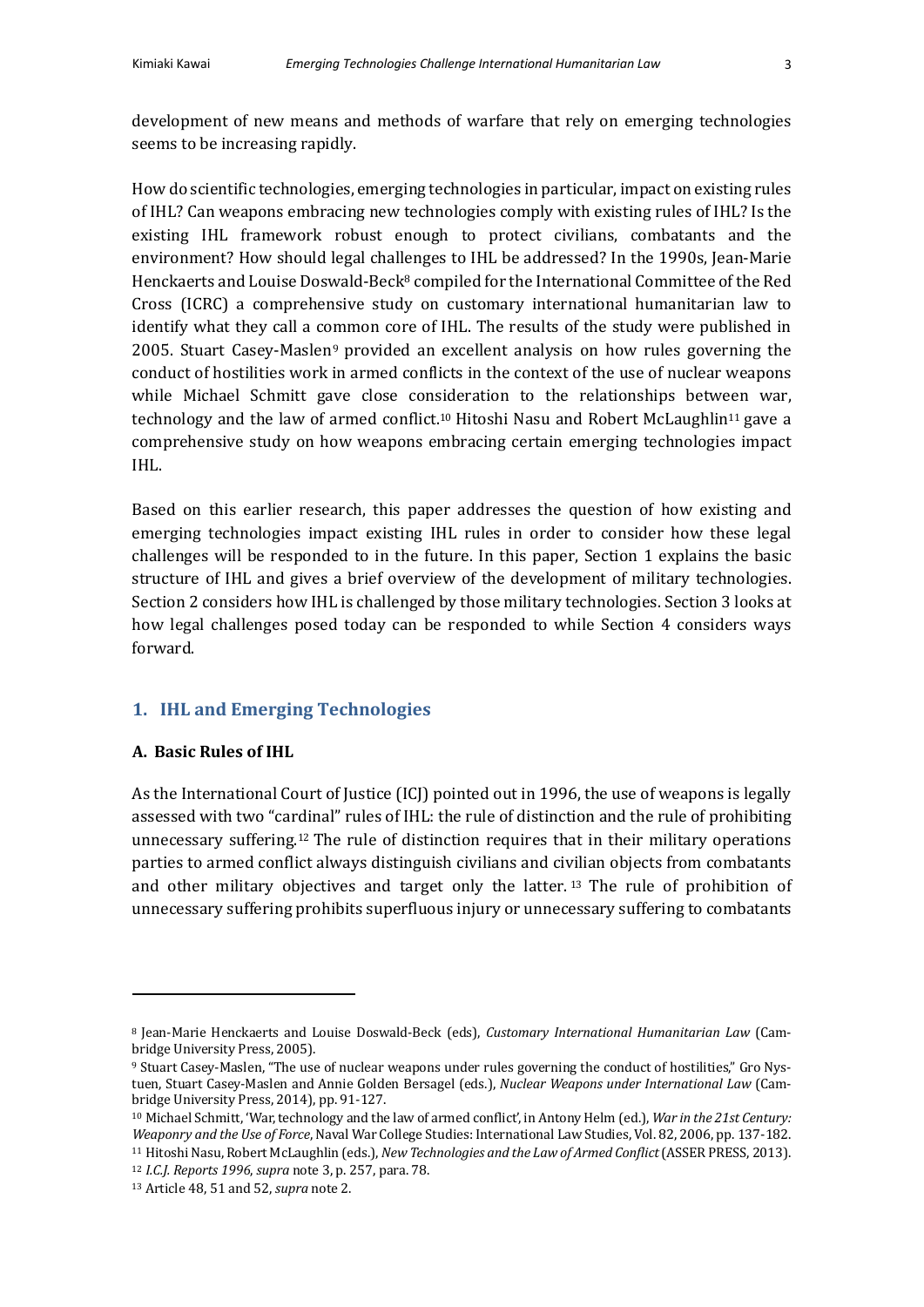development of new means and methods of warfare that rely on emerging technologies seems to be increasing rapidly.

How do scientific technologies, emerging technologies in particular, impact on existing rules of IHL? Can weapons embracing new technologies comply with existing rules of IHL? Is the existing IHL framework robust enough to protect civilians, combatants and the environment? How should legal challenges to IHL be addressed? In the 1990s, Jean-Marie Henckaerts and Louise Doswald-Beck[8] compiled for the International Committee of the Red Cross (ICRC) a comprehensive study on customary international humanitarian law to identify what they call a common core of IHL. The results of the study were published in 2005. Stuart Casey-Maslen[9] provided an excellent analysis on how rules governing the conduct of hostilities work in armed conflicts in the context of the use of nuclear weapons while Michael Schmitt gave close consideration to the relationships between war, technology and the law of armed conflict.[10] Hitoshi Nasu and Robert McLaughlin[11] gave a comprehensive study on how weapons embracing certain emerging technologies impact IHL.

Based on this earlier research, this paper addresses the question of how existing and emerging technologies impact existing IHL rules in order to consider how these legal challenges will be responded to in the future. In this paper, Section 1 explains the basic structure of IHL and gives a brief overview of the development of military technologies. Section 2 considers how IHL is challenged by those military technologies. Section 3 looks at how legal challenges posed today can be responded to while Section 4 considers ways forward.

## 1. IHL and Emerging Technologies

### A. Basic Rules of IHL

As the International Court of Justice (ICJ) pointed out in 1996, the use of weapons is legally assessed with two "cardinal" rules of IHL: the rule of distinction and the rule of prohibiting unnecessary suffering.[12] The rule of distinction requires that in their military operations parties to armed conflict always distinguish civilians and civilian objects from combatants and other military objectives and target only the latter.[13] The rule of prohibition of unnecessary suffering prohibits superfluous injury or unnecessary suffering to combatants

---

[8] Jean-Marie Henckaerts and Louise Doswald-Beck (eds), *Customary International Humanitarian Law* (Cambridge University Press, 2005).

[9] Stuart Casey-Maslen, "The use of nuclear weapons under rules governing the conduct of hostilities," Gro Nystuen, Stuart Casey-Maslen and Annie Golden Bersagel (eds.), *Nuclear Weapons under International Law* (Cambridge University Press, 2014), pp. 91-127.

[10] Michael Schmitt, 'War, technology and the law of armed conflict', in Antony Helm (ed.), *War in the 21st Century: Weaponry and the Use of Force*, Naval War College Studies: International Law Studies, Vol. 82, 2006, pp. 137-182.

[11] Hitoshi Nasu, Robert McLaughlin (eds.), *New Technologies and the Law of Armed Conflict* (ASSER PRESS, 2013).

[12] *I.C.J. Reports 1996*, *supra* note 3, p. 257, para. 78.

[13] Article 48, 51 and 52, *supra* note 2.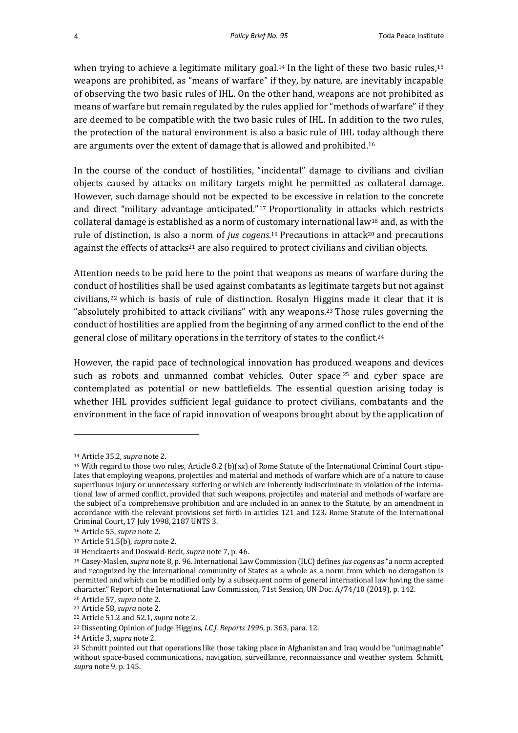when trying to achieve a legitimate military goal.[14] In the light of these two basic rules,[15] weapons are prohibited, as "means of warfare" if they, by nature, are inevitably incapable of observing the two basic rules of IHL. On the other hand, weapons are not prohibited as means of warfare but remain regulated by the rules applied for "methods of warfare" if they are deemed to be compatible with the two basic rules of IHL. In addition to the two rules, the protection of the natural environment is also a basic rule of IHL today although there are arguments over the extent of damage that is allowed and prohibited.[16]

In the course of the conduct of hostilities, "incidental" damage to civilians and civilian objects caused by attacks on military targets might be permitted as collateral damage. However, such damage should not be expected to be excessive in relation to the concrete and direct "military advantage anticipated."[17] Proportionality in attacks which restricts collateral damage is established as a norm of customary international law[18] and, as with the rule of distinction, is also a norm of *jus cogens*.[19] Precautions in attack[20] and precautions against the effects of attacks[21] are also required to protect civilians and civilian objects.

Attention needs to be paid here to the point that weapons as means of warfare during the conduct of hostilities shall be used against combatants as legitimate targets but not against civilians,[22] which is basis of rule of distinction. Rosalyn Higgins made it clear that it is "absolutely prohibited to attack civilians" with any weapons.[23] Those rules governing the conduct of hostilities are applied from the beginning of any armed conflict to the end of the general close of military operations in the territory of states to the conflict.[24]

However, the rapid pace of technological innovation has produced weapons and devices such as robots and unmanned combat vehicles. Outer space[25] and cyber space are contemplated as potential or new battlefields. The essential question arising today is whether IHL provides sufficient legal guidance to protect civilians, combatants and the environment in the face of rapid innovation of weapons brought about by the application of

---

[14] Article 35.2, *supra* note 2.

[15] With regard to those two rules, Article 8.2 (b)(xx) of Rome Statute of the International Criminal Court stipulates that employing weapons, projectiles and material and methods of warfare which are of a nature to cause superfluous injury or unnecessary suffering or which are inherently indiscriminate in violation of the international law of armed conflict, provided that such weapons, projectiles and material and methods of warfare are the subject of a comprehensive prohibition and are included in an annex to the Statute, by an amendment in accordance with the relevant provisions set forth in articles 121 and 123. Rome Statute of the International Criminal Court, 17 July 1998, 2187 UNTS 3.

[16] Article 55, *supra* note 2.

[17] Article 51.5(b), *supra* note 2.

[18] Henckaerts and Doswald-Beck, *supra* note 7, p. 46.

[19] Casey-Maslen, *supra* note 8, p. 96. International Law Commission (ILC) defines *jus cogens* as "a norm accepted and recognized by the international community of States as a whole as a norm from which no derogation is permitted and which can be modified only by a subsequent norm of general international law having the same character." Report of the International Law Commission, 71st Session, UN Doc. A/74/10 (2019), p. 142.

[20] Article 57, *supra* note 2.

[21] Article 58, *supra* note 2.

[22] Article 51.2 and 52.1, *supra* note 2.

[23] Dissenting Opinion of Judge Higgins, *I.C.J. Reports 1996*, p. 363, para. 12.

[24] Article 3, *supra* note 2.

[25] Schmitt pointed out that operations like those taking place in Afghanistan and Iraq would be "unimaginable" without space-based communications, navigation, surveillance, reconnaissance and weather system. Schmitt, *supra* note 9, p. 145.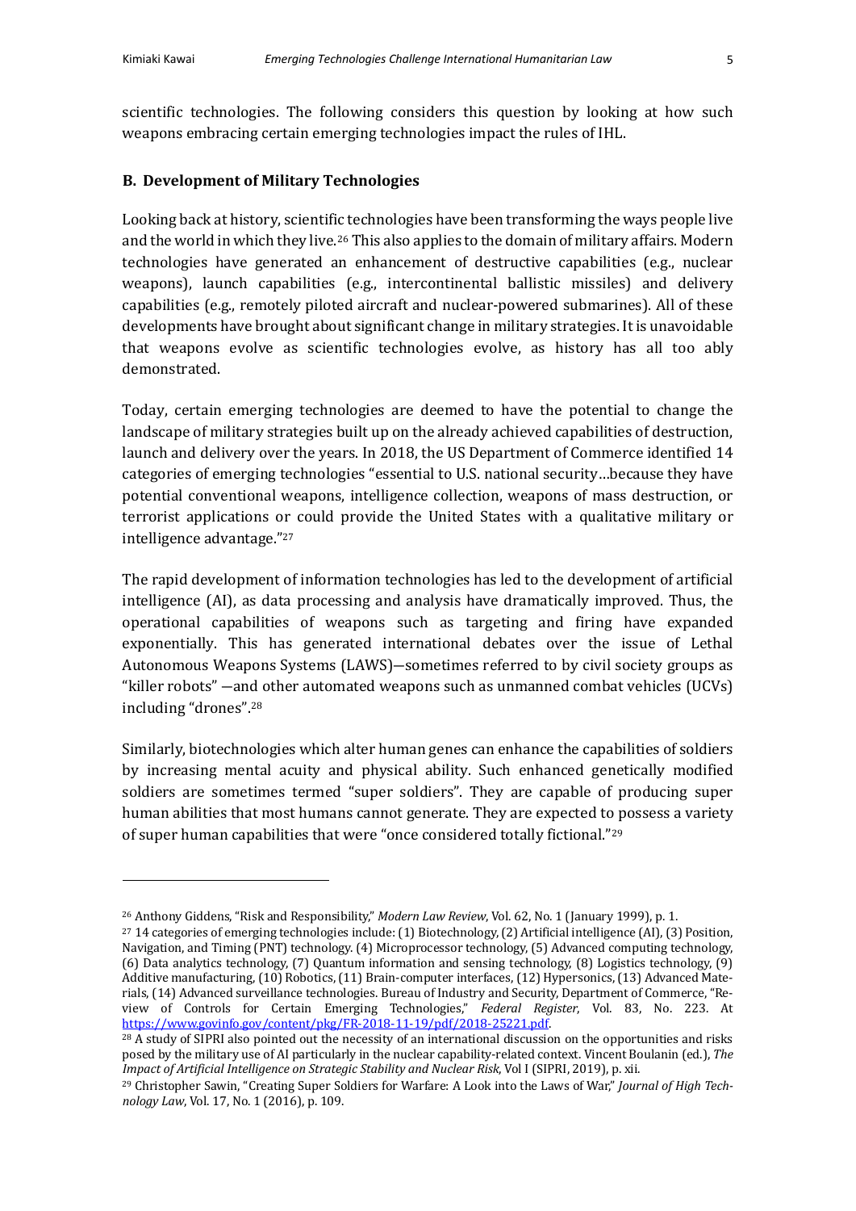scientific technologies. The following considers this question by looking at how such weapons embracing certain emerging technologies impact the rules of IHL.

### B. Development of Military Technologies

Looking back at history, scientific technologies have been transforming the ways people live and the world in which they live.[26] This also applies to the domain of military affairs. Modern technologies have generated an enhancement of destructive capabilities (e.g., nuclear weapons), launch capabilities (e.g., intercontinental ballistic missiles) and delivery capabilities (e.g., remotely piloted aircraft and nuclear-powered submarines). All of these developments have brought about significant change in military strategies. It is unavoidable that weapons evolve as scientific technologies evolve, as history has all too ably demonstrated.

Today, certain emerging technologies are deemed to have the potential to change the landscape of military strategies built up on the already achieved capabilities of destruction, launch and delivery over the years. In 2018, the US Department of Commerce identified 14 categories of emerging technologies "essential to U.S. national security…because they have potential conventional weapons, intelligence collection, weapons of mass destruction, or terrorist applications or could provide the United States with a qualitative military or intelligence advantage."[27]

The rapid development of information technologies has led to the development of artificial intelligence (AI), as data processing and analysis have dramatically improved. Thus, the operational capabilities of weapons such as targeting and firing have expanded exponentially. This has generated international debates over the issue of Lethal Autonomous Weapons Systems (LAWS)—sometimes referred to by civil society groups as "killer robots" —and other automated weapons such as unmanned combat vehicles (UCVs) including "drones".[28]

Similarly, biotechnologies which alter human genes can enhance the capabilities of soldiers by increasing mental acuity and physical ability. Such enhanced genetically modified soldiers are sometimes termed "super soldiers". They are capable of producing super human abilities that most humans cannot generate. They are expected to possess a variety of super human capabilities that were "once considered totally fictional."[29]

---

[26] Anthony Giddens, "Risk and Responsibility," *Modern Law Review*, Vol. 62, No. 1 (January 1999), p. 1.

[27] 14 categories of emerging technologies include: (1) Biotechnology, (2) Artificial intelligence (AI), (3) Position, Navigation, and Timing (PNT) technology. (4) Microprocessor technology, (5) Advanced computing technology, (6) Data analytics technology, (7) Quantum information and sensing technology, (8) Logistics technology, (9) Additive manufacturing, (10) Robotics, (11) Brain-computer interfaces, (12) Hypersonics, (13) Advanced Materials, (14) Advanced surveillance technologies. Bureau of Industry and Security, Department of Commerce, "Review of Controls for Certain Emerging Technologies," *Federal Register*, Vol. 83, No. 223. At https://www.govinfo.gov/content/pkg/FR-2018-11-19/pdf/2018-25221.pdf.

[28] A study of SIPRI also pointed out the necessity of an international discussion on the opportunities and risks posed by the military use of AI particularly in the nuclear capability-related context. Vincent Boulanin (ed.), *The Impact of Artificial Intelligence on Strategic Stability and Nuclear Risk*, Vol I (SIPRI, 2019), p. xii.

[29] Christopher Sawin, "Creating Super Soldiers for Warfare: A Look into the Laws of War," *Journal of High Technology Law*, Vol. 17, No. 1 (2016), p. 109.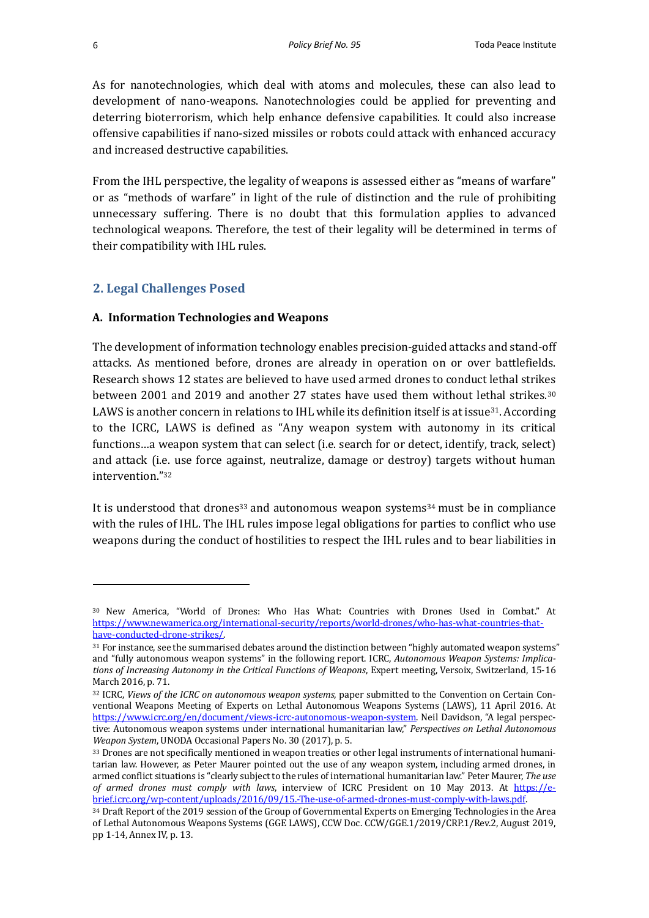As for nanotechnologies, which deal with atoms and molecules, these can also lead to development of nano-weapons. Nanotechnologies could be applied for preventing and deterring bioterrorism, which help enhance defensive capabilities. It could also increase offensive capabilities if nano-sized missiles or robots could attack with enhanced accuracy and increased destructive capabilities.

From the IHL perspective, the legality of weapons is assessed either as "means of warfare" or as "methods of warfare" in light of the rule of distinction and the rule of prohibiting unnecessary suffering. There is no doubt that this formulation applies to advanced technological weapons. Therefore, the test of their legality will be determined in terms of their compatibility with IHL rules.

## 2. Legal Challenges Posed

### A. Information Technologies and Weapons

The development of information technology enables precision-guided attacks and stand-off attacks. As mentioned before, drones are already in operation on or over battlefields. Research shows 12 states are believed to have used armed drones to conduct lethal strikes between 2001 and 2019 and another 27 states have used them without lethal strikes.[30] LAWS is another concern in relations to IHL while its definition itself is at issue[31]. According to the ICRC, LAWS is defined as "Any weapon system with autonomy in its critical functions…a weapon system that can select (i.e. search for or detect, identify, track, select) and attack (i.e. use force against, neutralize, damage or destroy) targets without human intervention."[32]

It is understood that drones[33] and autonomous weapon systems[34] must be in compliance with the rules of IHL. The IHL rules impose legal obligations for parties to conflict who use weapons during the conduct of hostilities to respect the IHL rules and to bear liabilities in

---

[30] New America, "World of Drones: Who Has What: Countries with Drones Used in Combat." At https://www.newamerica.org/international-security/reports/world-drones/who-has-what-countries-that-have-conducted-drone-strikes/.

[31] For instance, see the summarised debates around the distinction between "highly automated weapon systems" and "fully autonomous weapon systems" in the following report. ICRC, *Autonomous Weapon Systems: Implications of Increasing Autonomy in the Critical Functions of Weapons*, Expert meeting, Versoix, Switzerland, 15-16 March 2016, p. 71.

[32] ICRC, *Views of the ICRC on autonomous weapon systems*, paper submitted to the Convention on Certain Conventional Weapons Meeting of Experts on Lethal Autonomous Weapons Systems (LAWS), 11 April 2016. At https://www.icrc.org/en/document/views-icrc-autonomous-weapon-system. Neil Davidson, "A legal perspective: Autonomous weapon systems under international humanitarian law," *Perspectives on Lethal Autonomous Weapon System*, UNODA Occasional Papers No. 30 (2017), p. 5.

[33] Drones are not specifically mentioned in weapon treaties or other legal instruments of international humanitarian law. However, as Peter Maurer pointed out the use of any weapon system, including armed drones, in armed conflict situations is "clearly subject to the rules of international humanitarian law." Peter Maurer, *The use of armed drones must comply with laws*, interview of ICRC President on 10 May 2013. At https://e-brief.icrc.org/wp-content/uploads/2016/09/15.-The-use-of-armed-drones-must-comply-with-laws.pdf.

[34] Draft Report of the 2019 session of the Group of Governmental Experts on Emerging Technologies in the Area of Lethal Autonomous Weapons Systems (GGE LAWS), CCW Doc. CCW/GGE.1/2019/CRP.1/Rev.2, August 2019, pp 1-14, Annex IV, p. 13.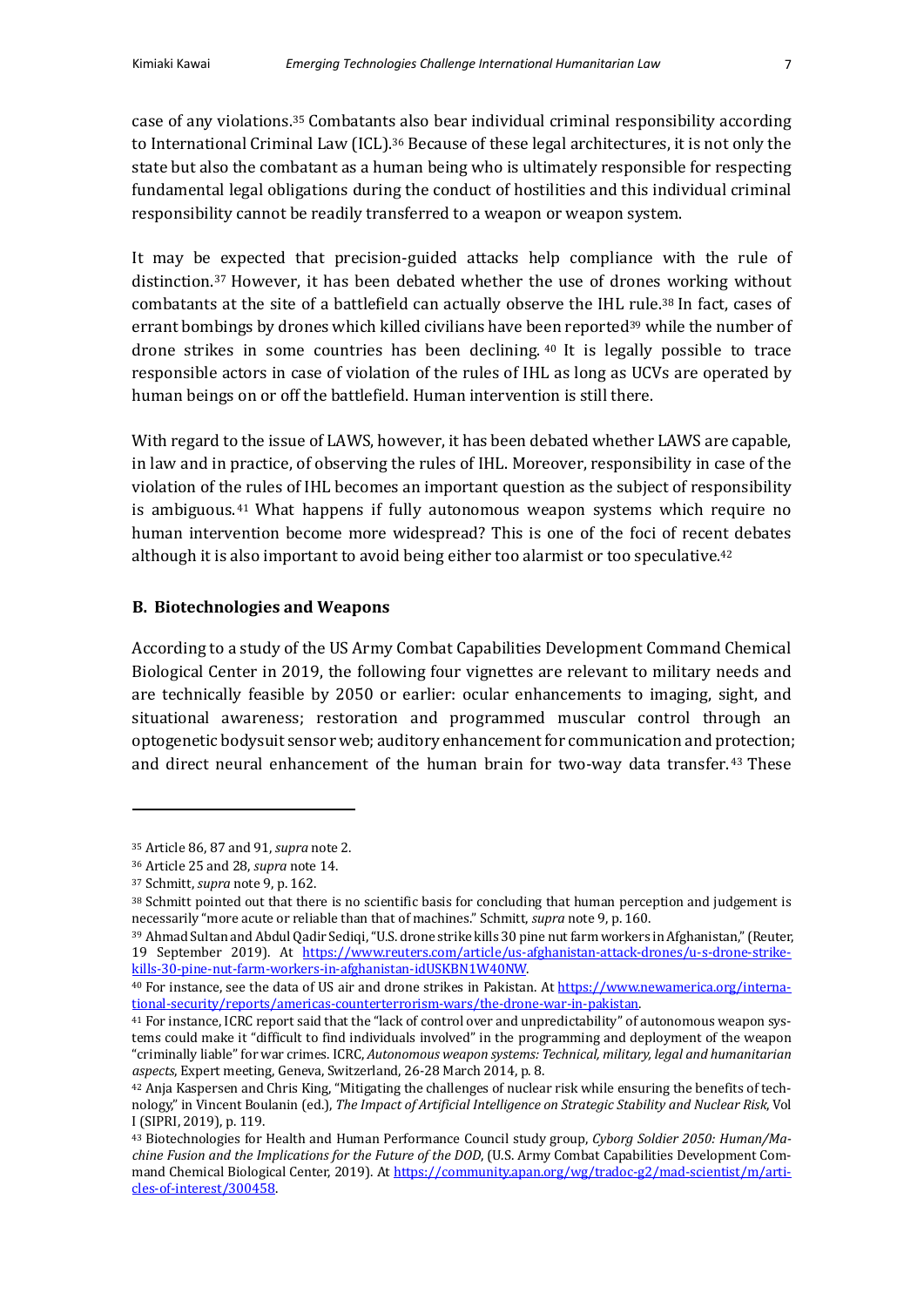case of any violations.[35] Combatants also bear individual criminal responsibility according to International Criminal Law (ICL).[36] Because of these legal architectures, it is not only the state but also the combatant as a human being who is ultimately responsible for respecting fundamental legal obligations during the conduct of hostilities and this individual criminal responsibility cannot be readily transferred to a weapon or weapon system.

It may be expected that precision-guided attacks help compliance with the rule of distinction.[37] However, it has been debated whether the use of drones working without combatants at the site of a battlefield can actually observe the IHL rule.[38] In fact, cases of errant bombings by drones which killed civilians have been reported[39] while the number of drone strikes in some countries has been declining.[40] It is legally possible to trace responsible actors in case of violation of the rules of IHL as long as UCVs are operated by human beings on or off the battlefield. Human intervention is still there.

With regard to the issue of LAWS, however, it has been debated whether LAWS are capable, in law and in practice, of observing the rules of IHL. Moreover, responsibility in case of the violation of the rules of IHL becomes an important question as the subject of responsibility is ambiguous.[41] What happens if fully autonomous weapon systems which require no human intervention become more widespread? This is one of the foci of recent debates although it is also important to avoid being either too alarmist or too speculative.[42]

### B. Biotechnologies and Weapons

According to a study of the US Army Combat Capabilities Development Command Chemical Biological Center in 2019, the following four vignettes are relevant to military needs and are technically feasible by 2050 or earlier: ocular enhancements to imaging, sight, and situational awareness; restoration and programmed muscular control through an optogenetic bodysuit sensor web; auditory enhancement for communication and protection; and direct neural enhancement of the human brain for two-way data transfer.[43] These

---

[35] Article 86, 87 and 91, *supra* note 2.

[36] Article 25 and 28, *supra* note 14.

[37] Schmitt, *supra* note 9, p. 162.

[38] Schmitt pointed out that there is no scientific basis for concluding that human perception and judgement is necessarily "more acute or reliable than that of machines." Schmitt, *supra* note 9, p. 160.

[39] Ahmad Sultan and Abdul Qadir Sediqi, "U.S. drone strike kills 30 pine nut farm workers in Afghanistan," (Reuter, 19 September 2019). At https://www.reuters.com/article/us-afghanistan-attack-drones/u-s-drone-strike-kills-30-pine-nut-farm-workers-in-afghanistan-idUSKBN1W40NW.

[40] For instance, see the data of US air and drone strikes in Pakistan. At https://www.newamerica.org/international-security/reports/americas-counterterrorism-wars/the-drone-war-in-pakistan.

[41] For instance, ICRC report said that the "lack of control over and unpredictability" of autonomous weapon systems could make it "difficult to find individuals involved" in the programming and deployment of the weapon "criminally liable" for war crimes. ICRC, *Autonomous weapon systems: Technical, military, legal and humanitarian aspects*, Expert meeting, Geneva, Switzerland, 26-28 March 2014, p. 8.

[42] Anja Kaspersen and Chris King, "Mitigating the challenges of nuclear risk while ensuring the benefits of technology," in Vincent Boulanin (ed.), *The Impact of Artificial Intelligence on Strategic Stability and Nuclear Risk*, Vol I (SIPRI, 2019), p. 119.

[43] Biotechnologies for Health and Human Performance Council study group, *Cyborg Soldier 2050: Human/Machine Fusion and the Implications for the Future of the DOD*, (U.S. Army Combat Capabilities Development Command Chemical Biological Center, 2019). At https://community.apan.org/wg/tradoc-g2/mad-scientist/m/articles-of-interest/300458.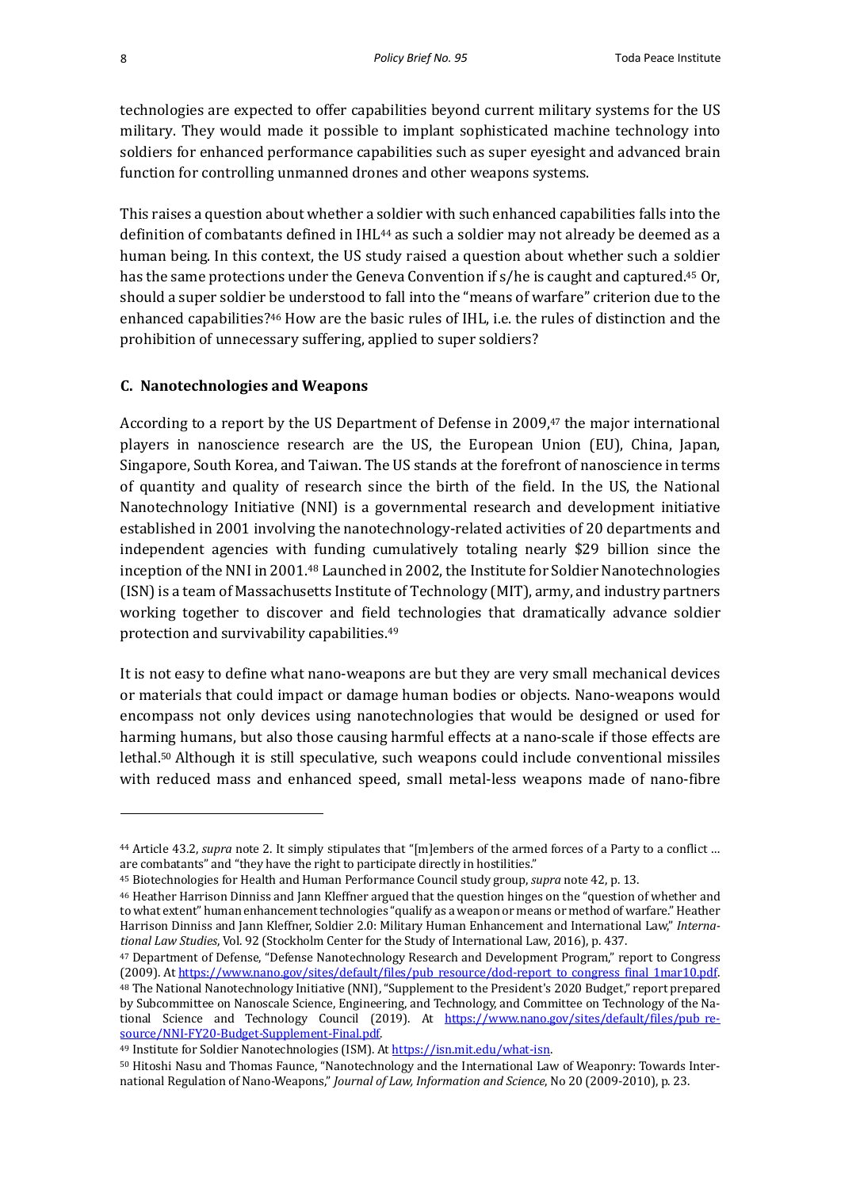technologies are expected to offer capabilities beyond current military systems for the US military. They would made it possible to implant sophisticated machine technology into soldiers for enhanced performance capabilities such as super eyesight and advanced brain function for controlling unmanned drones and other weapons systems.

This raises a question about whether a soldier with such enhanced capabilities falls into the definition of combatants defined in IHL[44] as such a soldier may not already be deemed as a human being. In this context, the US study raised a question about whether such a soldier has the same protections under the Geneva Convention if s/he is caught and captured.[45] Or, should a super soldier be understood to fall into the "means of warfare" criterion due to the enhanced capabilities?[46] How are the basic rules of IHL, i.e. the rules of distinction and the prohibition of unnecessary suffering, applied to super soldiers?

### C. Nanotechnologies and Weapons

According to a report by the US Department of Defense in 2009,[47] the major international players in nanoscience research are the US, the European Union (EU), China, Japan, Singapore, South Korea, and Taiwan. The US stands at the forefront of nanoscience in terms of quantity and quality of research since the birth of the field. In the US, the National Nanotechnology Initiative (NNI) is a governmental research and development initiative established in 2001 involving the nanotechnology-related activities of 20 departments and independent agencies with funding cumulatively totaling nearly $29 billion since the inception of the NNI in 2001.[48] Launched in 2002, the Institute for Soldier Nanotechnologies (ISN) is a team of Massachusetts Institute of Technology (MIT), army, and industry partners working together to discover and field technologies that dramatically advance soldier protection and survivability capabilities.[49]

It is not easy to define what nano-weapons are but they are very small mechanical devices or materials that could impact or damage human bodies or objects. Nano-weapons would encompass not only devices using nanotechnologies that would be designed or used for harming humans, but also those causing harmful effects at a nano-scale if those effects are lethal.[50] Although it is still speculative, such weapons could include conventional missiles with reduced mass and enhanced speed, small metal-less weapons made of nano-fibre

---

[44] Article 43.2, *supra* note 2. It simply stipulates that "[m]embers of the armed forces of a Party to a conflict … are combatants" and "they have the right to participate directly in hostilities."

[45] Biotechnologies for Health and Human Performance Council study group, *supra* note 42, p. 13.

[46] Heather Harrison Dinniss and Jann Kleffner argued that the question hinges on the "question of whether and to what extent" human enhancement technologies "qualify as a weapon or means or method of warfare." Heather Harrison Dinniss and Jann Kleffner, Soldier 2.0: Military Human Enhancement and International Law," *International Law Studies*, Vol. 92 (Stockholm Center for the Study of International Law, 2016), p. 437.

[47] Department of Defense, "Defense Nanotechnology Research and Development Program," report to Congress (2009). At https://www.nano.gov/sites/default/files/pub_resource/dod-report_to_congress_final_1mar10.pdf.

[48] The National Nanotechnology Initiative (NNI), "Supplement to the President's 2020 Budget," report prepared by Subcommittee on Nanoscale Science, Engineering, and Technology, and Committee on Technology of the National Science and Technology Council (2019). At https://www.nano.gov/sites/default/files/pub_resource/NNI-FY20-Budget-Supplement-Final.pdf.

[49] Institute for Soldier Nanotechnologies (ISM). At https://isn.mit.edu/what-isn.

[50] Hitoshi Nasu and Thomas Faunce, "Nanotechnology and the International Law of Weaponry: Towards International Regulation of Nano-Weapons," *Journal of Law, Information and Science*, No 20 (2009-2010), p. 23.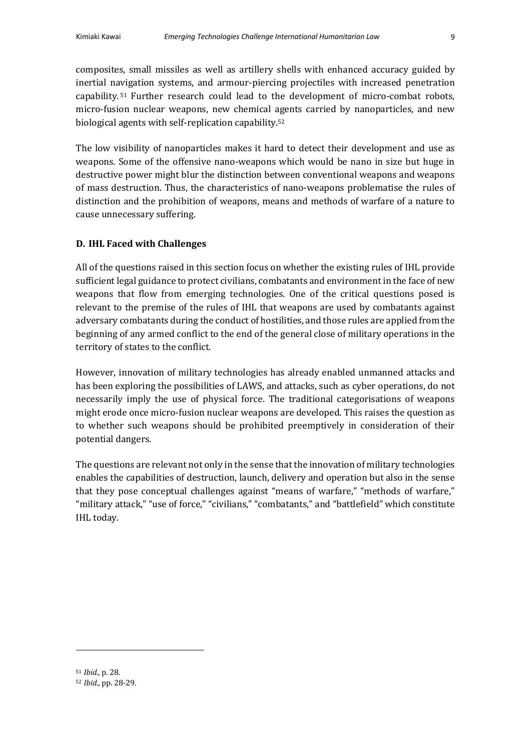composites, small missiles as well as artillery shells with enhanced accuracy guided by inertial navigation systems, and armour-piercing projectiles with increased penetration capability.[51] Further research could lead to the development of micro-combat robots, micro-fusion nuclear weapons, new chemical agents carried by nanoparticles, and new biological agents with self-replication capability.[52]

The low visibility of nanoparticles makes it hard to detect their development and use as weapons. Some of the offensive nano-weapons which would be nano in size but huge in destructive power might blur the distinction between conventional weapons and weapons of mass destruction. Thus, the characteristics of nano-weapons problematise the rules of distinction and the prohibition of weapons, means and methods of warfare of a nature to cause unnecessary suffering.

### D. IHL Faced with Challenges

All of the questions raised in this section focus on whether the existing rules of IHL provide sufficient legal guidance to protect civilians, combatants and environment in the face of new weapons that flow from emerging technologies. One of the critical questions posed is relevant to the premise of the rules of IHL that weapons are used by combatants against adversary combatants during the conduct of hostilities, and those rules are applied from the beginning of any armed conflict to the end of the general close of military operations in the territory of states to the conflict.

However, innovation of military technologies has already enabled unmanned attacks and has been exploring the possibilities of LAWS, and attacks, such as cyber operations, do not necessarily imply the use of physical force. The traditional categorisations of weapons might erode once micro-fusion nuclear weapons are developed. This raises the question as to whether such weapons should be prohibited preemptively in consideration of their potential dangers.

The questions are relevant not only in the sense that the innovation of military technologies enables the capabilities of destruction, launch, delivery and operation but also in the sense that they pose conceptual challenges against "means of warfare," "methods of warfare," "military attack," "use of force," "civilians," "combatants," and "battlefield" which constitute IHL today.

---

[51] *Ibid.*, p. 28.

[52] *Ibid.*, pp. 28-29.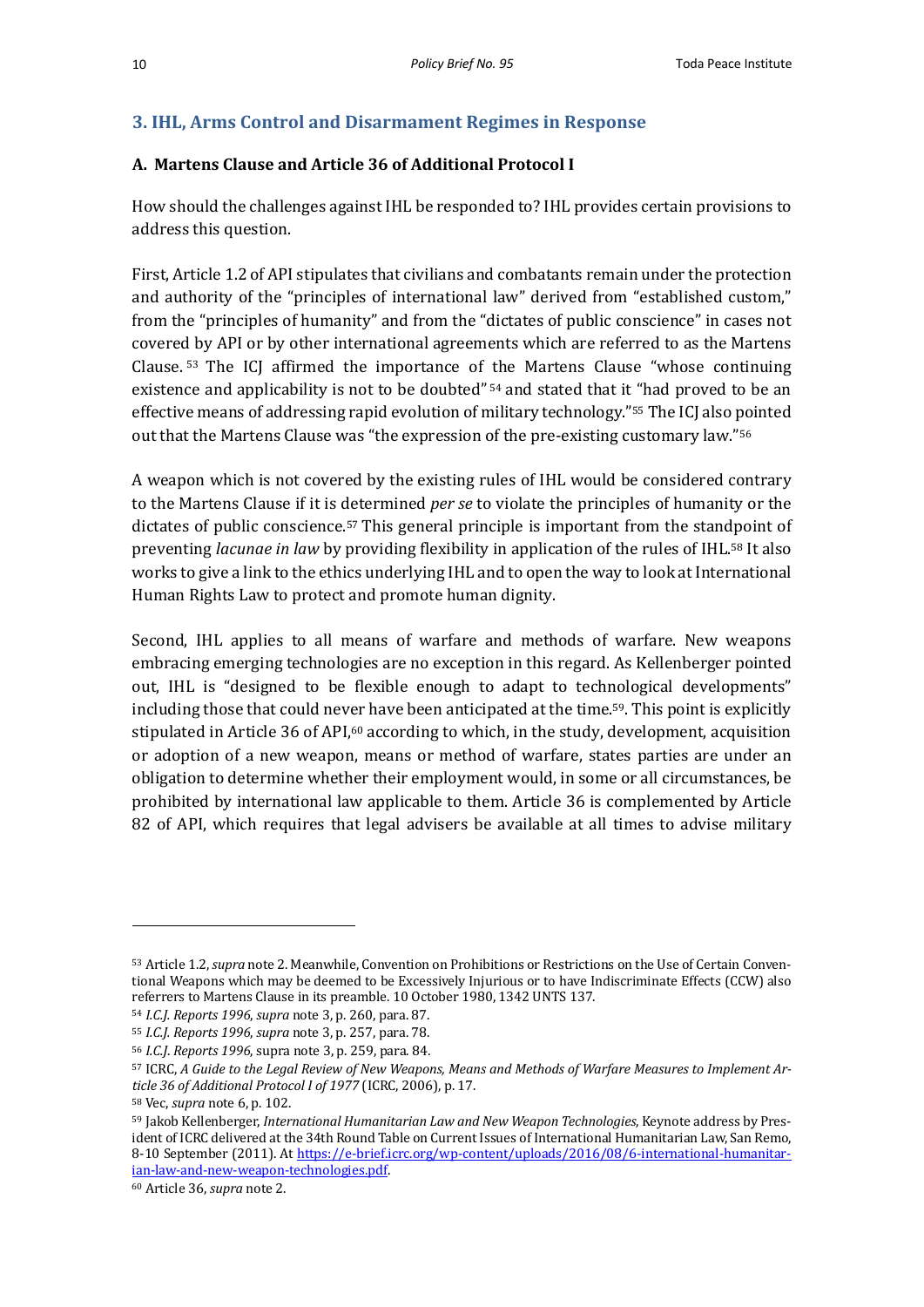## 3. IHL, Arms Control and Disarmament Regimes in Response

### A. Martens Clause and Article 36 of Additional Protocol I

How should the challenges against IHL be responded to? IHL provides certain provisions to address this question.

First, Article 1.2 of API stipulates that civilians and combatants remain under the protection and authority of the "principles of international law" derived from "established custom," from the "principles of humanity" and from the "dictates of public conscience" in cases not covered by API or by other international agreements which are referred to as the Martens Clause.[53] The ICJ affirmed the importance of the Martens Clause "whose continuing existence and applicability is not to be doubted"[54] and stated that it "had proved to be an effective means of addressing rapid evolution of military technology."[55] The ICJ also pointed out that the Martens Clause was "the expression of the pre-existing customary law."[56]

A weapon which is not covered by the existing rules of IHL would be considered contrary to the Martens Clause if it is determined *per se* to violate the principles of humanity or the dictates of public conscience.[57] This general principle is important from the standpoint of preventing *lacunae in law* by providing flexibility in application of the rules of IHL.[58] It also works to give a link to the ethics underlying IHL and to open the way to look at International Human Rights Law to protect and promote human dignity.

Second, IHL applies to all means of warfare and methods of warfare. New weapons embracing emerging technologies are no exception in this regard. As Kellenberger pointed out, IHL is "designed to be flexible enough to adapt to technological developments" including those that could never have been anticipated at the time.[59]. This point is explicitly stipulated in Article 36 of API,[60] according to which, in the study, development, acquisition or adoption of a new weapon, means or method of warfare, states parties are under an obligation to determine whether their employment would, in some or all circumstances, be prohibited by international law applicable to them. Article 36 is complemented by Article 82 of API, which requires that legal advisers be available at all times to advise military

---

[53] Article 1.2, *supra* note 2. Meanwhile, Convention on Prohibitions or Restrictions on the Use of Certain Conventional Weapons which may be deemed to be Excessively Injurious or to have Indiscriminate Effects (CCW) also referrers to Martens Clause in its preamble. 10 October 1980, 1342 UNTS 137.

[54] *I.C.J. Reports 1996*, *supra* note 3, p. 260, para. 87.

[55] *I.C.J. Reports 1996*, *supra* note 3, p. 257, para. 78.

[56] *I.C.J. Reports 1996*, supra note 3, p. 259, para. 84.

[57] ICRC, *A Guide to the Legal Review of New Weapons, Means and Methods of Warfare Measures to Implement Article 36 of Additional Protocol I of 1977* (ICRC, 2006), p. 17.

[58] Vec, *supra* note 6, p. 102.

[59] Jakob Kellenberger, *International Humanitarian Law and New Weapon Technologies*, Keynote address by President of ICRC delivered at the 34th Round Table on Current Issues of International Humanitarian Law, San Remo, 8-10 September (2011). At https://e-brief.icrc.org/wp-content/uploads/2016/08/6-international-humanitarian-law-and-new-weapon-technologies.pdf.

[60] Article 36, *supra* note 2.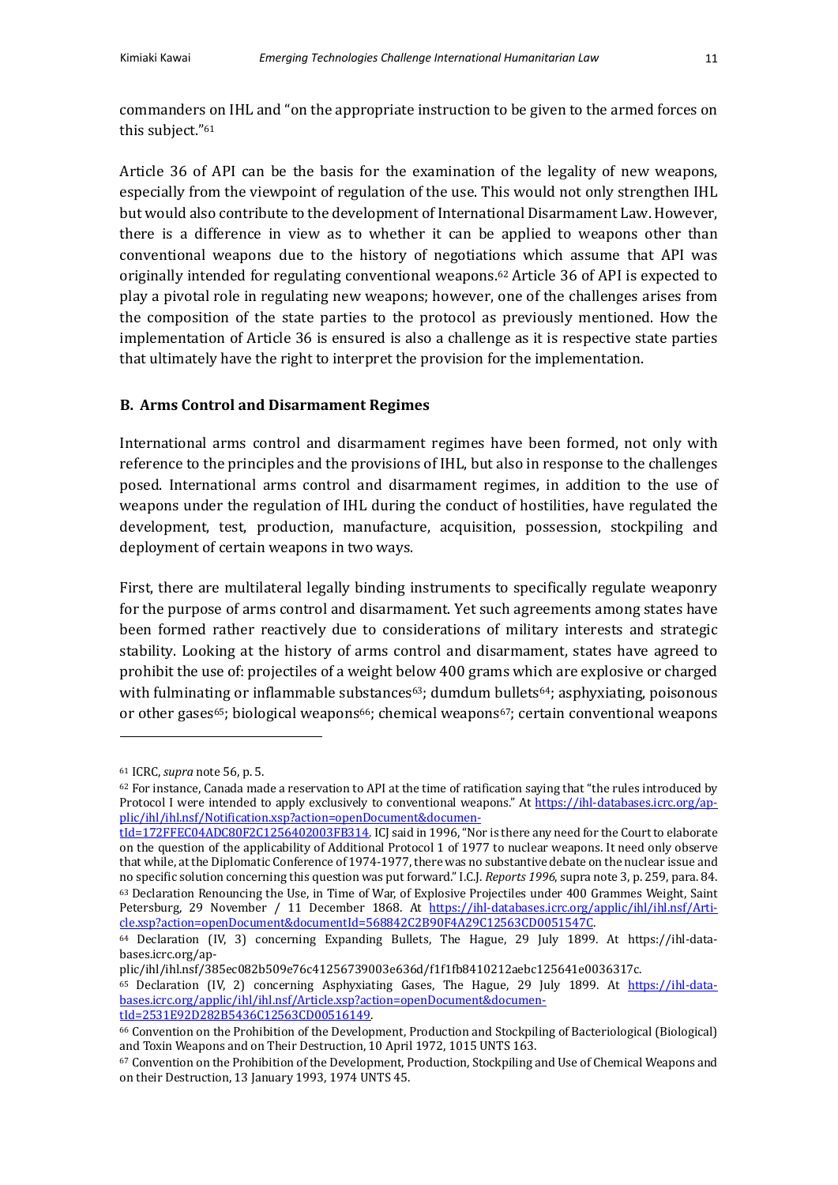commanders on IHL and "on the appropriate instruction to be given to the armed forces on this subject."[61]

Article 36 of API can be the basis for the examination of the legality of new weapons, especially from the viewpoint of regulation of the use. This would not only strengthen IHL but would also contribute to the development of International Disarmament Law. However, there is a difference in view as to whether it can be applied to weapons other than conventional weapons due to the history of negotiations which assume that API was originally intended for regulating conventional weapons.[62] Article 36 of API is expected to play a pivotal role in regulating new weapons; however, one of the challenges arises from the composition of the state parties to the protocol as previously mentioned. How the implementation of Article 36 is ensured is also a challenge as it is respective state parties that ultimately have the right to interpret the provision for the implementation.

### B. Arms Control and Disarmament Regimes

International arms control and disarmament regimes have been formed, not only with reference to the principles and the provisions of IHL, but also in response to the challenges posed. International arms control and disarmament regimes, in addition to the use of weapons under the regulation of IHL during the conduct of hostilities, have regulated the development, test, production, manufacture, acquisition, possession, stockpiling and deployment of certain weapons in two ways.

First, there are multilateral legally binding instruments to specifically regulate weaponry for the purpose of arms control and disarmament. Yet such agreements among states have been formed rather reactively due to considerations of military interests and strategic stability. Looking at the history of arms control and disarmament, states have agreed to prohibit the use of: projectiles of a weight below 400 grams which are explosive or charged with fulminating or inflammable substances[63]; dumdum bullets[64]; asphyxiating, poisonous or other gases[65]; biological weapons[66]; chemical weapons[67]; certain conventional weapons

---

[61] ICRC, *supra* note 56, p. 5.

[62] For instance, Canada made a reservation to API at the time of ratification saying that "the rules introduced by Protocol I were intended to apply exclusively to conventional weapons." At https://ihl-databases.icrc.org/applic/ihl/ihl.nsf/Notification.xsp?action=openDocument&documentId=172FFEC04ADC80F2C1256402003FB314. ICJ said in 1996, "Nor is there any need for the Court to elaborate on the question of the applicability of Additional Protocol 1 of 1977 to nuclear weapons. It need only observe that while, at the Diplomatic Conference of 1974-1977, there was no substantive debate on the nuclear issue and no specific solution concerning this question was put forward." I.C.J. *Reports 1996*, supra note 3, p. 259, para. 84.

[63] Declaration Renouncing the Use, in Time of War, of Explosive Projectiles under 400 Grammes Weight, Saint Petersburg, 29 November / 11 December 1868. At https://ihl-databases.icrc.org/applic/ihl/ihl.nsf/Article.xsp?action=openDocument&documentId=568842C2B90F4A29C12563CD0051547C.

[64] Declaration (IV, 3) concerning Expanding Bullets, The Hague, 29 July 1899. At https://ihl-databases.icrc.org/applic/ihl/ihl.nsf/385ec082b509e76c41256739003e636d/f1f1fb8410212aebc125641e0036317c.

[65] Declaration (IV, 2) concerning Asphyxiating Gases, The Hague, 29 July 1899. At https://ihl-databases.icrc.org/applic/ihl/ihl.nsf/Article.xsp?action=openDocument&documentId=2531E92D282B5436C12563CD00516149.

[66] Convention on the Prohibition of the Development, Production and Stockpiling of Bacteriological (Biological) and Toxin Weapons and on Their Destruction, 10 April 1972, 1015 UNTS 163.

[67] Convention on the Prohibition of the Development, Production, Stockpiling and Use of Chemical Weapons and on their Destruction, 13 January 1993, 1974 UNTS 45.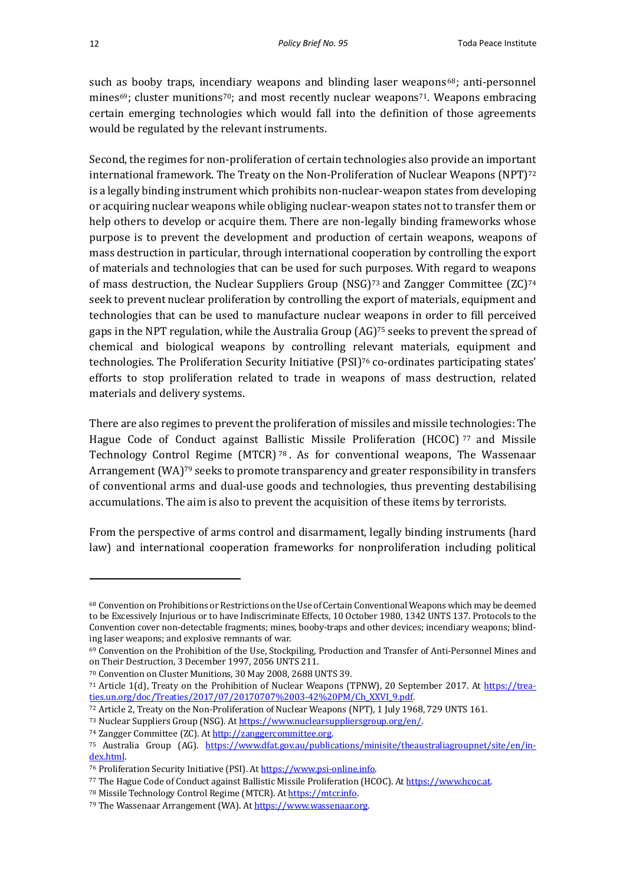such as booby traps, incendiary weapons and blinding laser weapons[68]; anti-personnel mines[69]; cluster munitions[70]; and most recently nuclear weapons[71]. Weapons embracing certain emerging technologies which would fall into the definition of those agreements would be regulated by the relevant instruments.

Second, the regimes for non-proliferation of certain technologies also provide an important international framework. The Treaty on the Non-Proliferation of Nuclear Weapons (NPT)[72] is a legally binding instrument which prohibits non-nuclear-weapon states from developing or acquiring nuclear weapons while obliging nuclear-weapon states not to transfer them or help others to develop or acquire them. There are non-legally binding frameworks whose purpose is to prevent the development and production of certain weapons, weapons of mass destruction in particular, through international cooperation by controlling the export of materials and technologies that can be used for such purposes. With regard to weapons of mass destruction, the Nuclear Suppliers Group (NSG)[73] and Zangger Committee (ZC)[74] seek to prevent nuclear proliferation by controlling the export of materials, equipment and technologies that can be used to manufacture nuclear weapons in order to fill perceived gaps in the NPT regulation, while the Australia Group (AG)[75] seeks to prevent the spread of chemical and biological weapons by controlling relevant materials, equipment and technologies. The Proliferation Security Initiative (PSI)[76] co-ordinates participating states' efforts to stop proliferation related to trade in weapons of mass destruction, related materials and delivery systems.

There are also regimes to prevent the proliferation of missiles and missile technologies: The Hague Code of Conduct against Ballistic Missile Proliferation (HCOC)[77] and Missile Technology Control Regime (MTCR)[78]. As for conventional weapons, The Wassenaar Arrangement (WA)[79] seeks to promote transparency and greater responsibility in transfers of conventional arms and dual-use goods and technologies, thus preventing destabilising accumulations. The aim is also to prevent the acquisition of these items by terrorists.

From the perspective of arms control and disarmament, legally binding instruments (hard law) and international cooperation frameworks for nonproliferation including political

---

[68] Convention on Prohibitions or Restrictions on the Use of Certain Conventional Weapons which may be deemed to be Excessively Injurious or to have Indiscriminate Effects, 10 October 1980, 1342 UNTS 137. Protocols to the Convention cover non-detectable fragments; mines, booby-traps and other devices; incendiary weapons; blinding laser weapons; and explosive remnants of war.

[69] Convention on the Prohibition of the Use, Stockpiling, Production and Transfer of Anti-Personnel Mines and on Their Destruction, 3 December 1997, 2056 UNTS 211.

[70] Convention on Cluster Munitions, 30 May 2008, 2688 UNTS 39.

[71] Article 1(d), Treaty on the Prohibition of Nuclear Weapons (TPNW), 20 September 2017. At https://treaties.un.org/doc/Treaties/2017/07/20170707%2003-42%20PM/Ch_XXVI_9.pdf.

[72] Article 2, Treaty on the Non-Proliferation of Nuclear Weapons (NPT), 1 July 1968, 729 UNTS 161.

[73] Nuclear Suppliers Group (NSG). At https://www.nuclearsuppliersgroup.org/en/.

[74] Zangger Committee (ZC). At http://zanggercommittee.org.

[75] Australia Group (AG). https://www.dfat.gov.au/publications/minisite/theaustraliagroupnet/site/en/index.html.

[76] Proliferation Security Initiative (PSI). At https://www.psi-online.info.

[77] The Hague Code of Conduct against Ballistic Missile Proliferation (HCOC). At https://www.hcoc.at.

[78] Missile Technology Control Regime (MTCR). At https://mtcr.info.

[79] The Wassenaar Arrangement (WA). At https://www.wassenaar.org.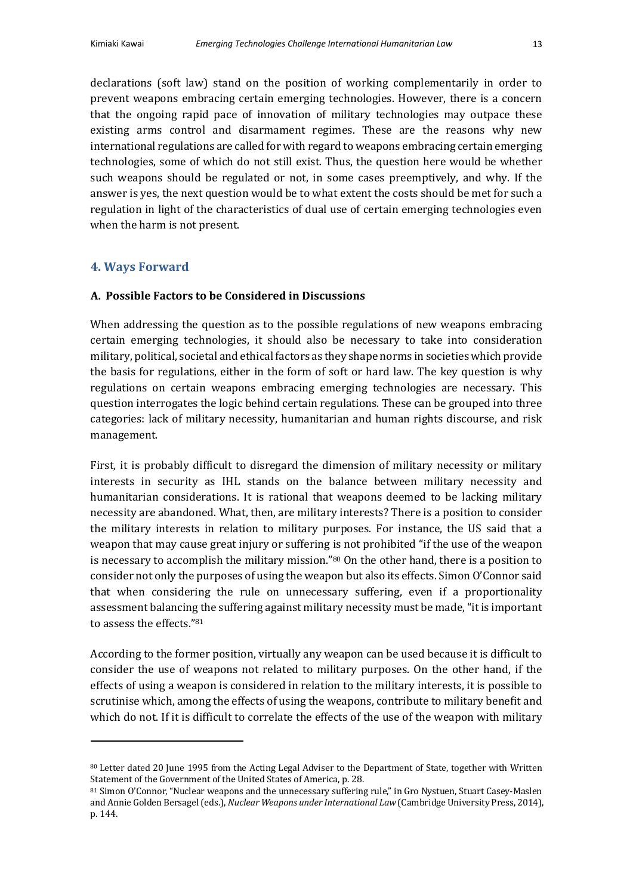declarations (soft law) stand on the position of working complementarily in order to prevent weapons embracing certain emerging technologies. However, there is a concern that the ongoing rapid pace of innovation of military technologies may outpace these existing arms control and disarmament regimes. These are the reasons why new international regulations are called for with regard to weapons embracing certain emerging technologies, some of which do not still exist. Thus, the question here would be whether such weapons should be regulated or not, in some cases preemptively, and why. If the answer is yes, the next question would be to what extent the costs should be met for such a regulation in light of the characteristics of dual use of certain emerging technologies even when the harm is not present.

## 4. Ways Forward

### A. Possible Factors to be Considered in Discussions

When addressing the question as to the possible regulations of new weapons embracing certain emerging technologies, it should also be necessary to take into consideration military, political, societal and ethical factors as they shape norms in societies which provide the basis for regulations, either in the form of soft or hard law. The key question is why regulations on certain weapons embracing emerging technologies are necessary. This question interrogates the logic behind certain regulations. These can be grouped into three categories: lack of military necessity, humanitarian and human rights discourse, and risk management.

First, it is probably difficult to disregard the dimension of military necessity or military interests in security as IHL stands on the balance between military necessity and humanitarian considerations. It is rational that weapons deemed to be lacking military necessity are abandoned. What, then, are military interests? There is a position to consider the military interests in relation to military purposes. For instance, the US said that a weapon that may cause great injury or suffering is not prohibited "if the use of the weapon is necessary to accomplish the military mission."[80] On the other hand, there is a position to consider not only the purposes of using the weapon but also its effects. Simon O'Connor said that when considering the rule on unnecessary suffering, even if a proportionality assessment balancing the suffering against military necessity must be made, "it is important to assess the effects."[81]

According to the former position, virtually any weapon can be used because it is difficult to consider the use of weapons not related to military purposes. On the other hand, if the effects of using a weapon is considered in relation to the military interests, it is possible to scrutinise which, among the effects of using the weapons, contribute to military benefit and which do not. If it is difficult to correlate the effects of the use of the weapon with military

---

[80] Letter dated 20 June 1995 from the Acting Legal Adviser to the Department of State, together with Written Statement of the Government of the United States of America, p. 28.

[81] Simon O'Connor, "Nuclear weapons and the unnecessary suffering rule," in Gro Nystuen, Stuart Casey-Maslen and Annie Golden Bersagel (eds.), *Nuclear Weapons under International Law* (Cambridge University Press, 2014), p. 144.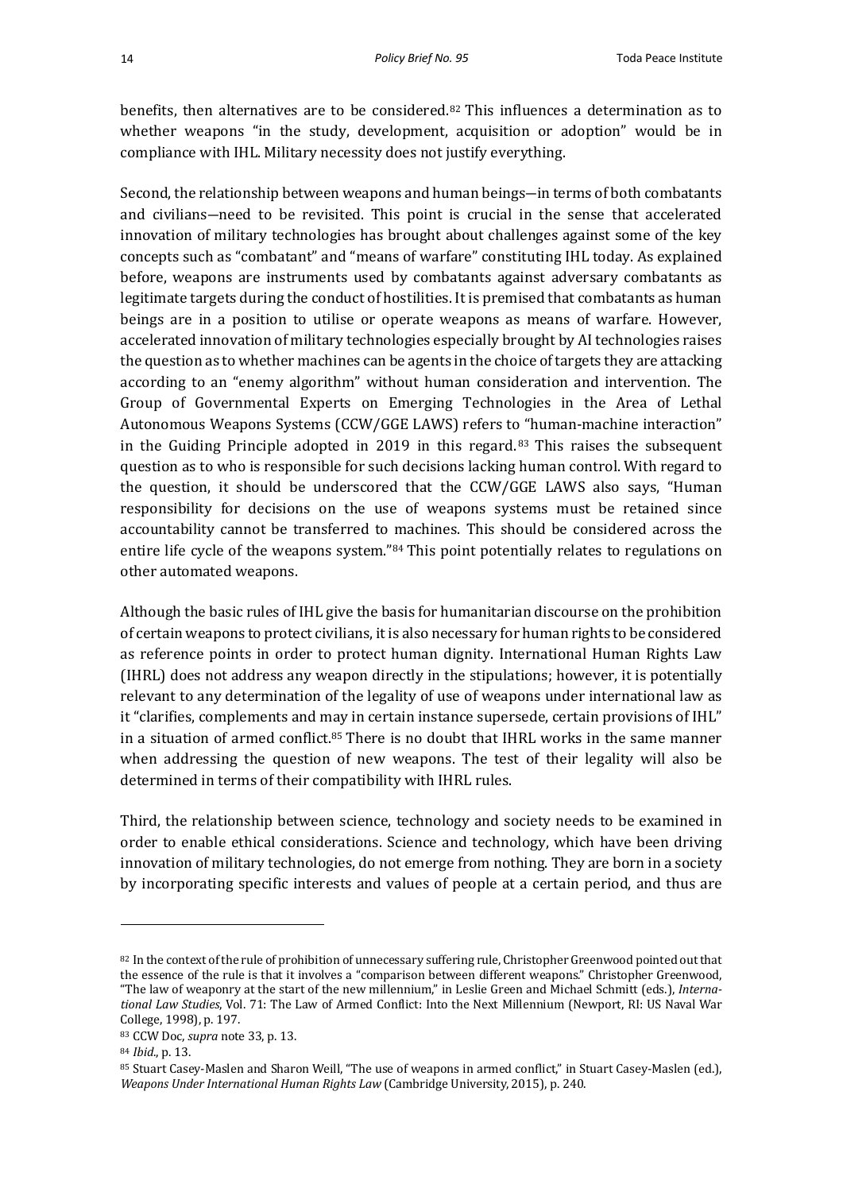benefits, then alternatives are to be considered.[82] This influences a determination as to whether weapons "in the study, development, acquisition or adoption" would be in compliance with IHL. Military necessity does not justify everything.

Second, the relationship between weapons and human beings—in terms of both combatants and civilians—need to be revisited. This point is crucial in the sense that accelerated innovation of military technologies has brought about challenges against some of the key concepts such as "combatant" and "means of warfare" constituting IHL today. As explained before, weapons are instruments used by combatants against adversary combatants as legitimate targets during the conduct of hostilities. It is premised that combatants as human beings are in a position to utilise or operate weapons as means of warfare. However, accelerated innovation of military technologies especially brought by AI technologies raises the question as to whether machines can be agents in the choice of targets they are attacking according to an "enemy algorithm" without human consideration and intervention. The Group of Governmental Experts on Emerging Technologies in the Area of Lethal Autonomous Weapons Systems (CCW/GGE LAWS) refers to "human-machine interaction" in the Guiding Principle adopted in 2019 in this regard.[83] This raises the subsequent question as to who is responsible for such decisions lacking human control. With regard to the question, it should be underscored that the CCW/GGE LAWS also says, "Human responsibility for decisions on the use of weapons systems must be retained since accountability cannot be transferred to machines. This should be considered across the entire life cycle of the weapons system."[84] This point potentially relates to regulations on other automated weapons.

Although the basic rules of IHL give the basis for humanitarian discourse on the prohibition of certain weapons to protect civilians, it is also necessary for human rights to be considered as reference points in order to protect human dignity. International Human Rights Law (IHRL) does not address any weapon directly in the stipulations; however, it is potentially relevant to any determination of the legality of use of weapons under international law as it "clarifies, complements and may in certain instance supersede, certain provisions of IHL" in a situation of armed conflict.[85] There is no doubt that IHRL works in the same manner when addressing the question of new weapons. The test of their legality will also be determined in terms of their compatibility with IHRL rules.

Third, the relationship between science, technology and society needs to be examined in order to enable ethical considerations. Science and technology, which have been driving innovation of military technologies, do not emerge from nothing. They are born in a society by incorporating specific interests and values of people at a certain period, and thus are

---

[82] In the context of the rule of prohibition of unnecessary suffering rule, Christopher Greenwood pointed out that the essence of the rule is that it involves a "comparison between different weapons." Christopher Greenwood, "The law of weaponry at the start of the new millennium," in Leslie Green and Michael Schmitt (eds.), *International Law Studies*, Vol. 71: The Law of Armed Conflict: Into the Next Millennium (Newport, RI: US Naval War College, 1998), p. 197.

[83] CCW Doc, *supra* note 33, p. 13.

[84] *Ibid*., p. 13.

[85] Stuart Casey-Maslen and Sharon Weill, "The use of weapons in armed conflict," in Stuart Casey-Maslen (ed.), *Weapons Under International Human Rights Law* (Cambridge University, 2015), p. 240.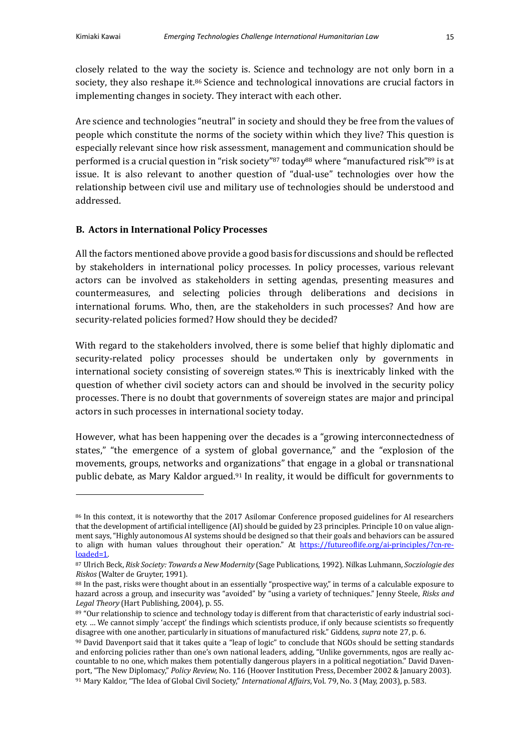closely related to the way the society is. Science and technology are not only born in a society, they also reshape it.[86] Science and technological innovations are crucial factors in implementing changes in society. They interact with each other.

Are science and technologies "neutral" in society and should they be free from the values of people which constitute the norms of the society within which they live? This question is especially relevant since how risk assessment, management and communication should be performed is a crucial question in "risk society"[87] today[88] where "manufactured risk"[89] is at issue. It is also relevant to another question of "dual-use" technologies over how the relationship between civil use and military use of technologies should be understood and addressed.

### B. Actors in International Policy Processes

All the factors mentioned above provide a good basis for discussions and should be reflected by stakeholders in international policy processes. In policy processes, various relevant actors can be involved as stakeholders in setting agendas, presenting measures and countermeasures, and selecting policies through deliberations and decisions in international forums. Who, then, are the stakeholders in such processes? And how are security-related policies formed? How should they be decided?

With regard to the stakeholders involved, there is some belief that highly diplomatic and security-related policy processes should be undertaken only by governments in international society consisting of sovereign states.[90] This is inextricably linked with the question of whether civil society actors can and should be involved in the security policy processes. There is no doubt that governments of sovereign states are major and principal actors in such processes in international society today.

However, what has been happening over the decades is a "growing interconnectedness of states," "the emergence of a system of global governance," and the "explosion of the movements, groups, networks and organizations" that engage in a global or transnational public debate, as Mary Kaldor argued.[91] In reality, it would be difficult for governments to

---

[86] In this context, it is noteworthy that the 2017 Asilomar Conference proposed guidelines for AI researchers that the development of artificial intelligence (AI) should be guided by 23 principles. Principle 10 on value alignment says, "Highly autonomous AI systems should be designed so that their goals and behaviors can be assured to align with human values throughout their operation." At https://futureoflife.org/ai-principles/?cn-reloaded=1.

[87] Ulrich Beck, *Risk Society: Towards a New Modernity* (Sage Publications, 1992). Nilkas Luhmann, *Socziologie des Riskos* (Walter de Gruyter, 1991).

[88] In the past, risks were thought about in an essentially "prospective way," in terms of a calculable exposure to hazard across a group, and insecurity was "avoided" by "using a variety of techniques." Jenny Steele, *Risks and Legal Theory* (Hart Publishing, 2004), p. 55.

[89] "Our relationship to science and technology today is different from that characteristic of early industrial society. … We cannot simply 'accept' the findings which scientists produce, if only because scientists so frequently disagree with one another, particularly in situations of manufactured risk." Giddens, *supra* note 27, p. 6.

[90] David Davenport said that it takes quite a "leap of logic" to conclude that NGOs should be setting standards and enforcing policies rather than one's own national leaders, adding, "Unlike governments, ngos are really accountable to no one, which makes them potentially dangerous players in a political negotiation." David Davenport, "The New Diplomacy," *Policy Review,* No. 116 (Hoover Institution Press, December 2002 & January 2003).

[91] Mary Kaldor, "The Idea of Global Civil Society," *International Affairs*, Vol. 79, No. 3 (May, 2003), p. 583.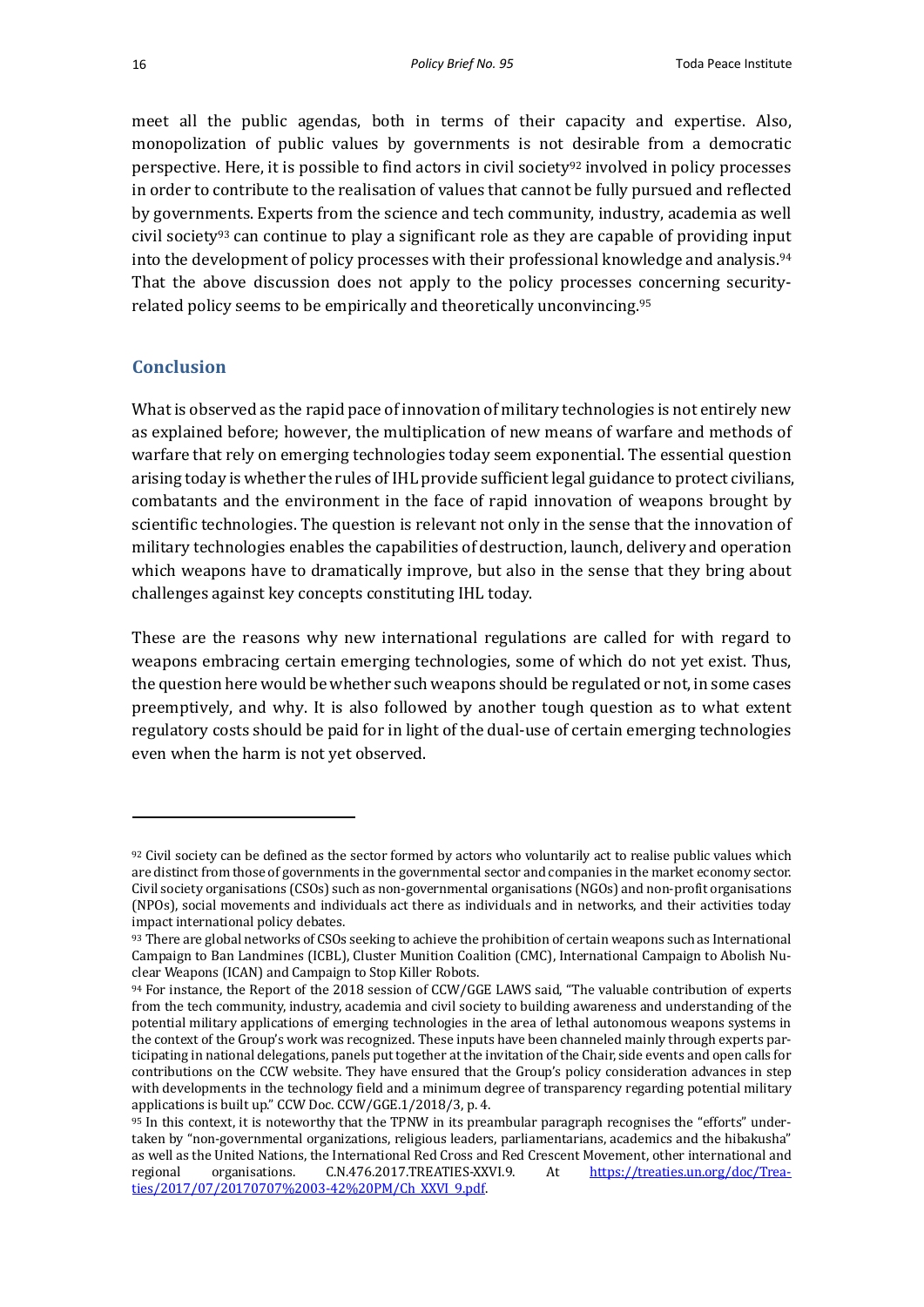meet all the public agendas, both in terms of their capacity and expertise. Also, monopolization of public values by governments is not desirable from a democratic perspective. Here, it is possible to find actors in civil society[92] involved in policy processes in order to contribute to the realisation of values that cannot be fully pursued and reflected by governments. Experts from the science and tech community, industry, academia as well civil society[93] can continue to play a significant role as they are capable of providing input into the development of policy processes with their professional knowledge and analysis.[94] That the above discussion does not apply to the policy processes concerning security-related policy seems to be empirically and theoretically unconvincing.[95]

## Conclusion

What is observed as the rapid pace of innovation of military technologies is not entirely new as explained before; however, the multiplication of new means of warfare and methods of warfare that rely on emerging technologies today seem exponential. The essential question arising today is whether the rules of IHL provide sufficient legal guidance to protect civilians, combatants and the environment in the face of rapid innovation of weapons brought by scientific technologies. The question is relevant not only in the sense that the innovation of military technologies enables the capabilities of destruction, launch, delivery and operation which weapons have to dramatically improve, but also in the sense that they bring about challenges against key concepts constituting IHL today.

These are the reasons why new international regulations are called for with regard to weapons embracing certain emerging technologies, some of which do not yet exist. Thus, the question here would be whether such weapons should be regulated or not, in some cases preemptively, and why. It is also followed by another tough question as to what extent regulatory costs should be paid for in light of the dual-use of certain emerging technologies even when the harm is not yet observed.

---

[92] Civil society can be defined as the sector formed by actors who voluntarily act to realise public values which are distinct from those of governments in the governmental sector and companies in the market economy sector. Civil society organisations (CSOs) such as non-governmental organisations (NGOs) and non-profit organisations (NPOs), social movements and individuals act there as individuals and in networks, and their activities today impact international policy debates.

[93] There are global networks of CSOs seeking to achieve the prohibition of certain weapons such as International Campaign to Ban Landmines (ICBL), Cluster Munition Coalition (CMC), International Campaign to Abolish Nuclear Weapons (ICAN) and Campaign to Stop Killer Robots.

[94] For instance, the Report of the 2018 session of CCW/GGE LAWS said, "The valuable contribution of experts from the tech community, industry, academia and civil society to building awareness and understanding of the potential military applications of emerging technologies in the area of lethal autonomous weapons systems in the context of the Group's work was recognized. These inputs have been channeled mainly through experts participating in national delegations, panels put together at the invitation of the Chair, side events and open calls for contributions on the CCW website. They have ensured that the Group's policy consideration advances in step with developments in the technology field and a minimum degree of transparency regarding potential military applications is built up." CCW Doc. CCW/GGE.1/2018/3, p. 4.

[95] In this context, it is noteworthy that the TPNW in its preambular paragraph recognises the "efforts" undertaken by "non-governmental organizations, religious leaders, parliamentarians, academics and the hibakusha" as well as the United Nations, the International Red Cross and Red Crescent Movement, other international and regional organisations. C.N.476.2017.TREATIES-XXVI.9. At https://treaties.un.org/doc/Treaties/2017/07/20170707%2003-42%20PM/Ch_XXVI_9.pdf.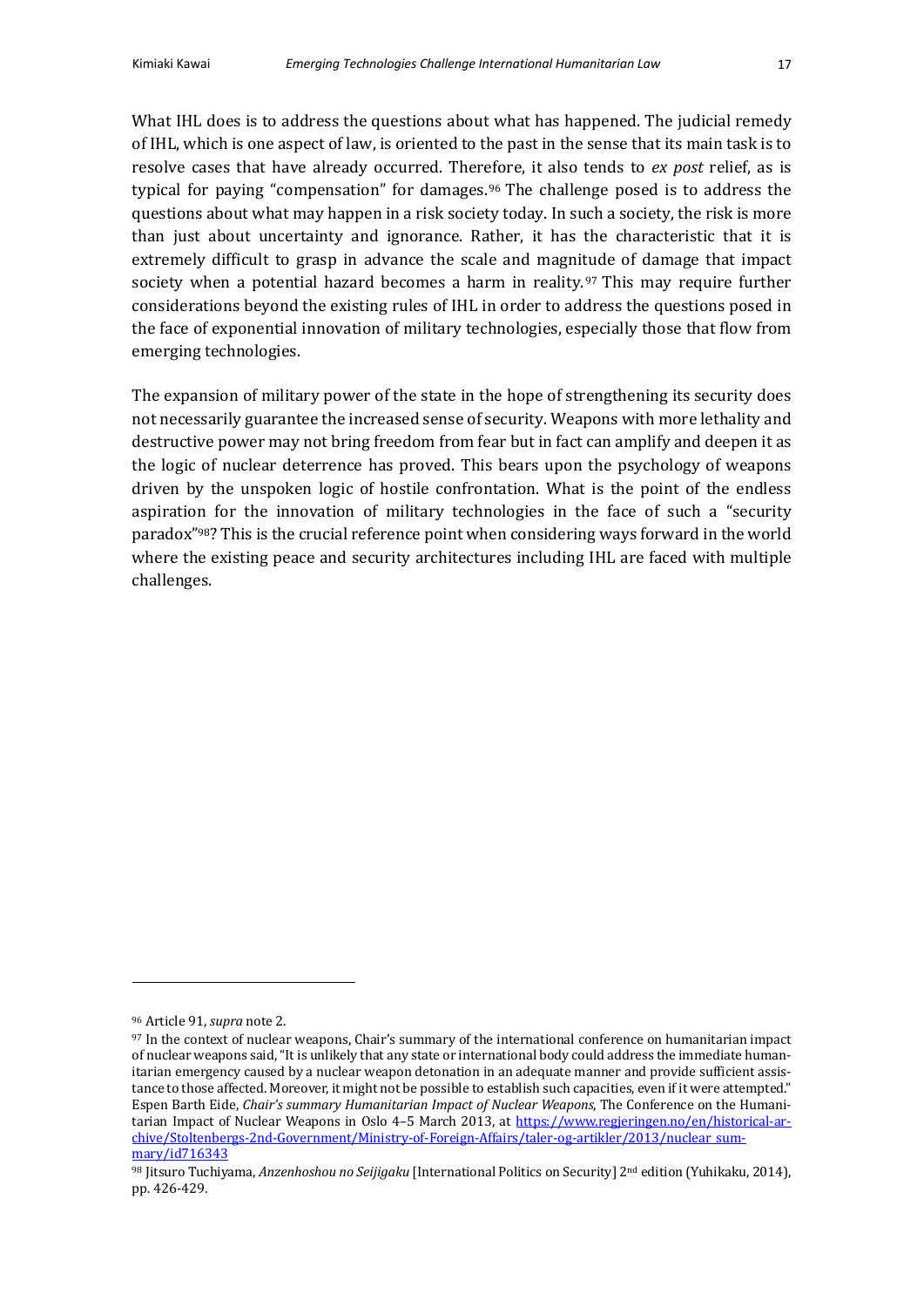What IHL does is to address the questions about what has happened. The judicial remedy of IHL, which is one aspect of law, is oriented to the past in the sense that its main task is to resolve cases that have already occurred. Therefore, it also tends to *ex post* relief, as is typical for paying "compensation" for damages.[96] The challenge posed is to address the questions about what may happen in a risk society today. In such a society, the risk is more than just about uncertainty and ignorance. Rather, it has the characteristic that it is extremely difficult to grasp in advance the scale and magnitude of damage that impact society when a potential hazard becomes a harm in reality.[97] This may require further considerations beyond the existing rules of IHL in order to address the questions posed in the face of exponential innovation of military technologies, especially those that flow from emerging technologies.

The expansion of military power of the state in the hope of strengthening its security does not necessarily guarantee the increased sense of security. Weapons with more lethality and destructive power may not bring freedom from fear but in fact can amplify and deepen it as the logic of nuclear deterrence has proved. This bears upon the psychology of weapons driven by the unspoken logic of hostile confrontation. What is the point of the endless aspiration for the innovation of military technologies in the face of such a "security paradox"[98]? This is the crucial reference point when considering ways forward in the world where the existing peace and security architectures including IHL are faced with multiple challenges.

---

[96] Article 91, *supra* note 2.

[97] In the context of nuclear weapons, Chair's summary of the international conference on humanitarian impact of nuclear weapons said, "It is unlikely that any state or international body could address the immediate humanitarian emergency caused by a nuclear weapon detonation in an adequate manner and provide sufficient assistance to those affected. Moreover, it might not be possible to establish such capacities, even if it were attempted." Espen Barth Eide, *Chair's summary Humanitarian Impact of Nuclear Weapons*, The Conference on the Humanitarian Impact of Nuclear Weapons in Oslo 4–5 March 2013, at https://www.regjeringen.no/en/historical-archive/Stoltenbergs-2nd-Government/Ministry-of-Foreign-Affairs/taler-og-artikler/2013/nuclear_summary/id716343

[98] Jitsuro Tuchiyama, *Anzenhoshou no Seijigaku* [International Politics on Security] 2nd edition (Yuhikaku, 2014), pp. 426-429.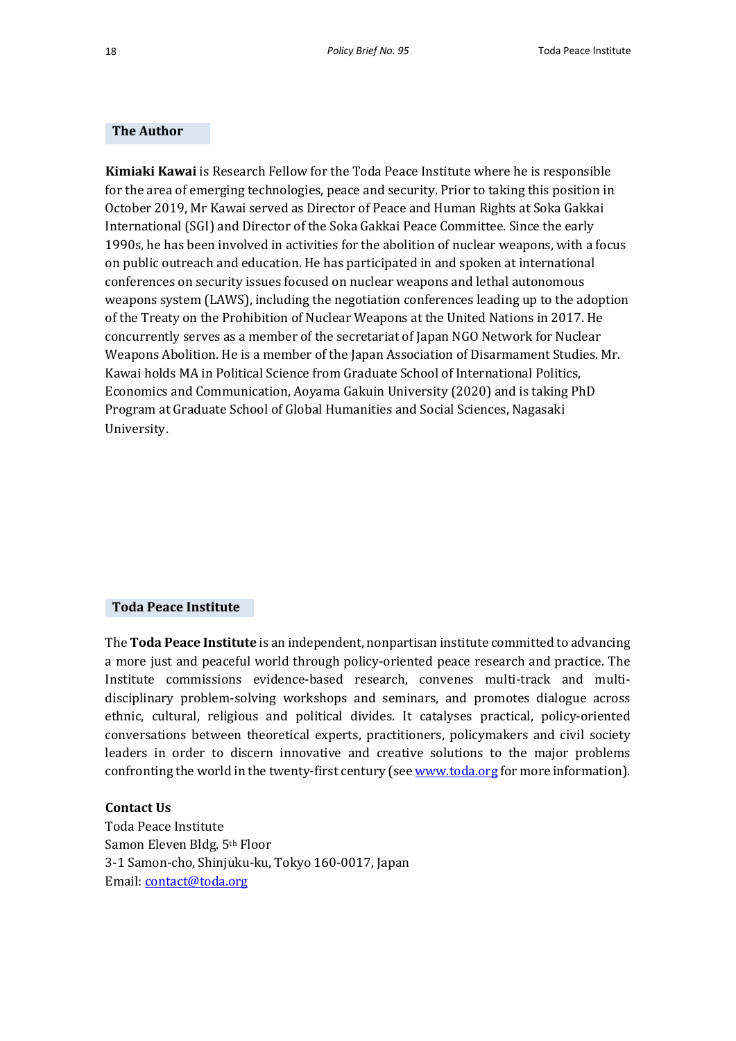## The Author

**Kimiaki Kawai** is Research Fellow for the Toda Peace Institute where he is responsible for the area of emerging technologies, peace and security. Prior to taking this position in October 2019, Mr Kawai served as Director of Peace and Human Rights at Soka Gakkai International (SGI) and Director of the Soka Gakkai Peace Committee. Since the early 1990s, he has been involved in activities for the abolition of nuclear weapons, with a focus on public outreach and education. He has participated in and spoken at international conferences on security issues focused on nuclear weapons and lethal autonomous weapons system (LAWS), including the negotiation conferences leading up to the adoption of the Treaty on the Prohibition of Nuclear Weapons at the United Nations in 2017. He concurrently serves as a member of the secretariat of Japan NGO Network for Nuclear Weapons Abolition. He is a member of the Japan Association of Disarmament Studies. Mr. Kawai holds MA in Political Science from Graduate School of International Politics, Economics and Communication, Aoyama Gakuin University (2020) and is taking PhD Program at Graduate School of Global Humanities and Social Sciences, Nagasaki University.

## Toda Peace Institute

The **Toda Peace Institute** is an independent, nonpartisan institute committed to advancing a more just and peaceful world through policy-oriented peace research and practice. The Institute commissions evidence-based research, convenes multi-track and multi-disciplinary problem-solving workshops and seminars, and promotes dialogue across ethnic, cultural, religious and political divides. It catalyses practical, policy-oriented conversations between theoretical experts, practitioners, policymakers and civil society leaders in order to discern innovative and creative solutions to the major problems confronting the world in the twenty-first century (see [www.toda.org](http://www.toda.org) for more information).

**Contact Us**

Toda Peace Institute
Samon Eleven Bldg. 5th Floor
3-1 Samon-cho, Shinjuku-ku, Tokyo 160-0017, Japan
Email: [contact@toda.org](mailto:contact@toda.org)